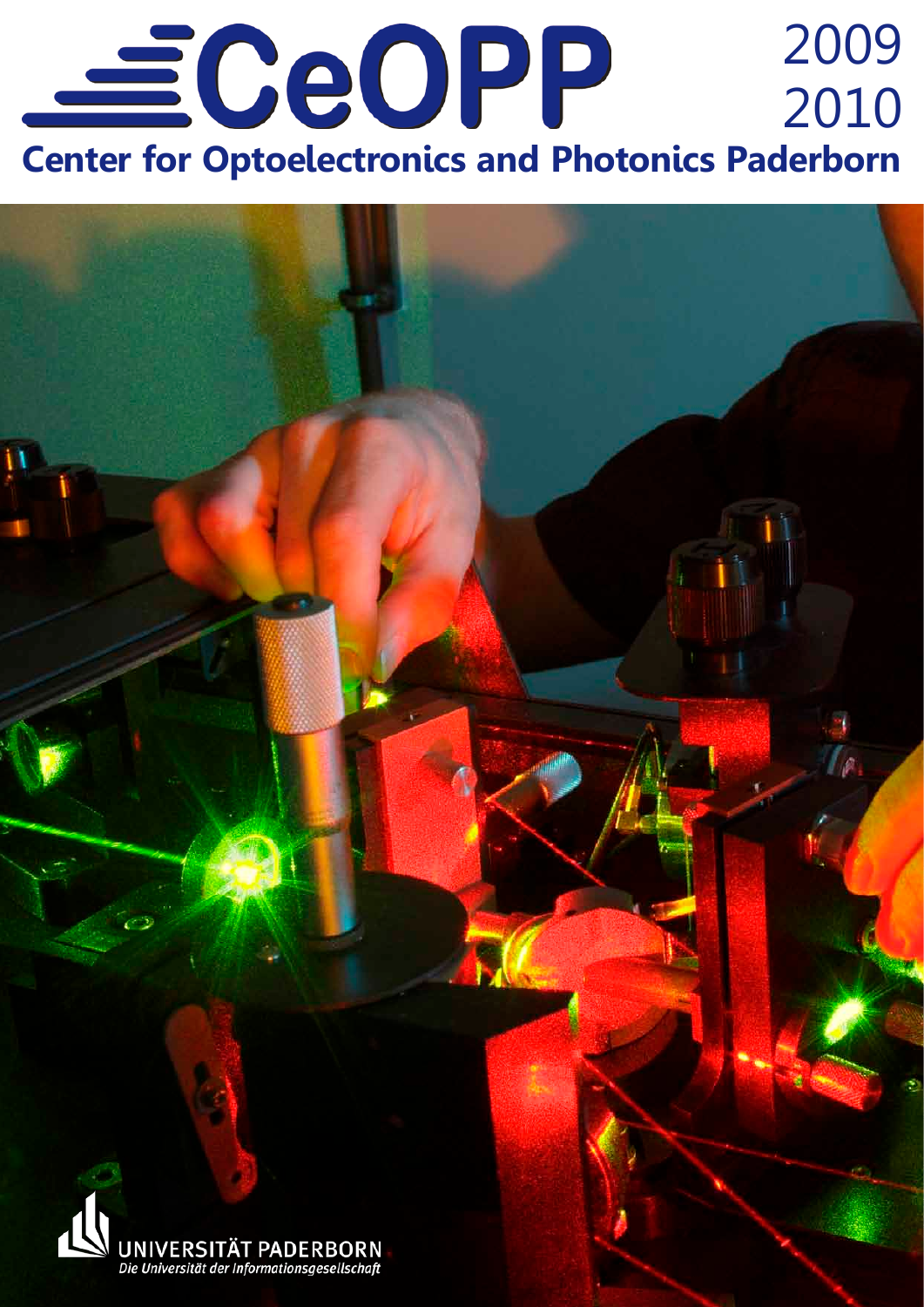# CeOPP

2009
2010

## Center for Optoelectronics and Photonics Paderborn

UNIVERSITÄT PADERBORN
*Die Universität der Informationsgesellschaft*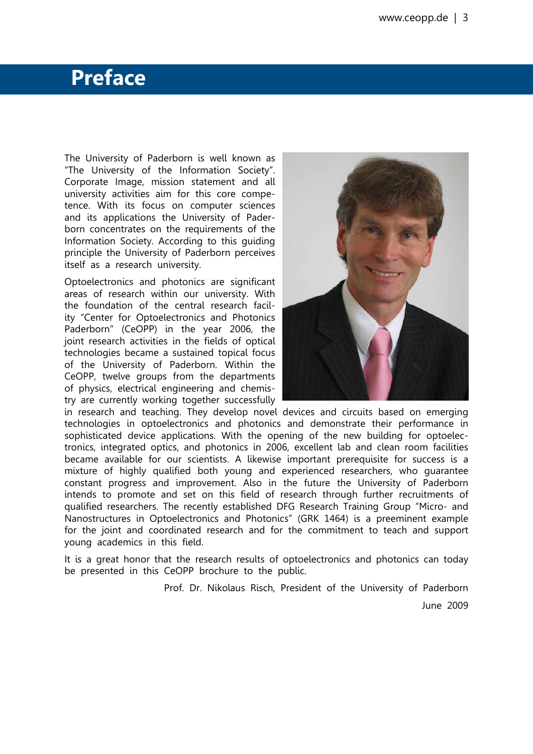# Preface

The University of Paderborn is well known as "The University of the Information Society". Corporate Image, mission statement and all university activities aim for this core competence. With its focus on computer sciences and its applications the University of Paderborn concentrates on the requirements of the Information Society. According to this guiding principle the University of Paderborn perceives itself as a research university.

Optoelectronics and photonics are significant areas of research within our university. With the foundation of the central research facility "Center for Optoelectronics and Photonics Paderborn" (CeOPP) in the year 2006, the joint research activities in the fields of optical technologies became a sustained topical focus of the University of Paderborn. Within the CeOPP, twelve groups from the departments of physics, electrical engineering and chemistry are currently working together successfully in research and teaching. They develop novel devices and circuits based on emerging technologies in optoelectronics and photonics and demonstrate their performance in sophisticated device applications. With the opening of the new building for optoelectronics, integrated optics, and photonics in 2006, excellent lab and clean room facilities became available for our scientists. A likewise important prerequisite for success is a mixture of highly qualified both young and experienced researchers, who guarantee constant progress and improvement. Also in the future the University of Paderborn intends to promote and set on this field of research through further recruitments of qualified researchers. The recently established DFG Research Training Group "Micro- and Nanostructures in Optoelectronics and Photonics" (GRK 1464) is a preeminent example for the joint and coordinated research and for the commitment to teach and support young academics in this field.

It is a great honor that the research results of optoelectronics and photonics can today be presented in this CeOPP brochure to the public.

Prof. Dr. Nikolaus Risch, President of the University of Paderborn

June 2009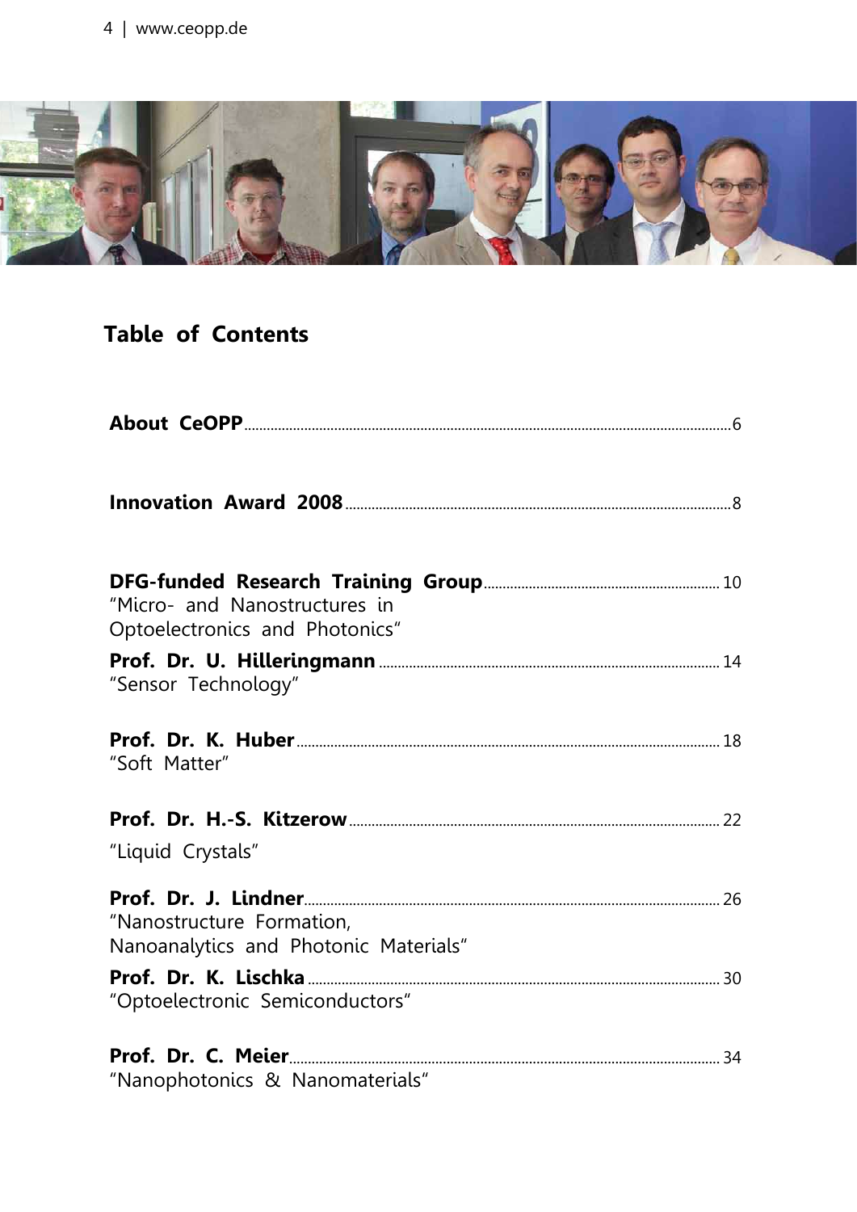## Table of Contents

**About CeOPP** ........ 6

**Innovation Award 2008** ........ 8

**DFG-funded Research Training Group** ........ 10
"Micro- and Nanostructures in Optoelectronics and Photonics"

**Prof. Dr. U. Hilleringmann** ........ 14
"Sensor Technology"

**Prof. Dr. K. Huber** ........ 18
"Soft Matter"

**Prof. Dr. H.-S. Kitzerow** ........ 22
"Liquid Crystals"

**Prof. Dr. J. Lindner** ........ 26
"Nanostructure Formation, Nanoanalytics and Photonic Materials"

**Prof. Dr. K. Lischka** ........ 30
"Optoelectronic Semiconductors"

**Prof. Dr. C. Meier** ........ 34
"Nanophotonics & Nanomaterials"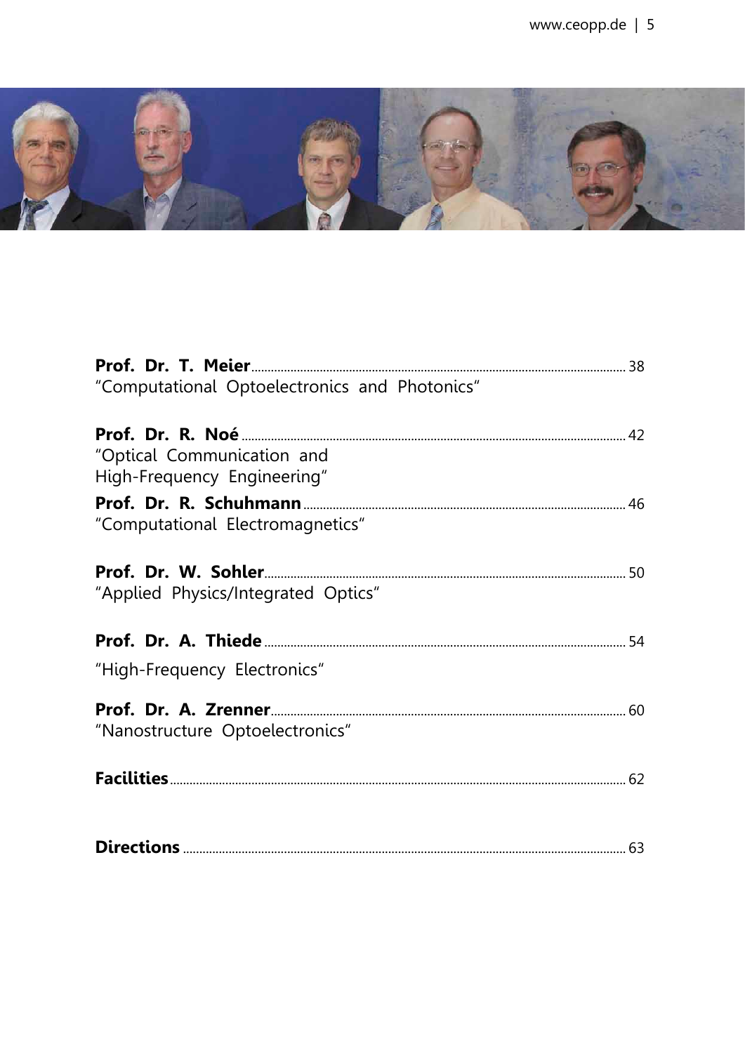**Prof. Dr. T. Meier** ..... 38
"Computational Optoelectronics and Photonics"

**Prof. Dr. R. Noé** ..... 42
"Optical Communication and
High-Frequency Engineering"

**Prof. Dr. R. Schuhmann** ..... 46
"Computational Electromagnetics"

**Prof. Dr. W. Sohler** ..... 50
"Applied Physics/Integrated Optics"

**Prof. Dr. A. Thiede** ..... 54
"High-Frequency Electronics"

**Prof. Dr. A. Zrenner** ..... 60
"Nanostructure Optoelectronics"

**Facilities** ..... 62

**Directions** ..... 63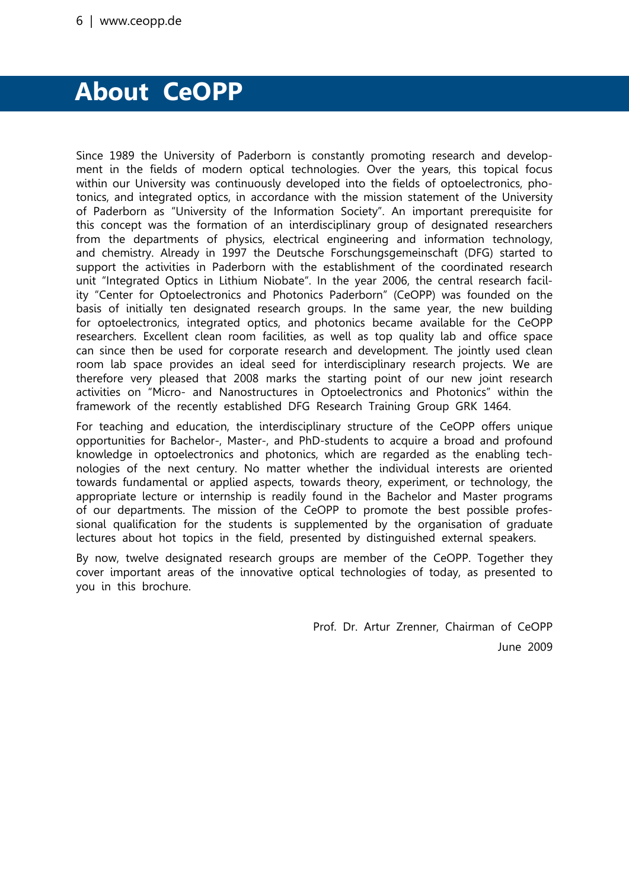# About CeOPP

Since 1989 the University of Paderborn is constantly promoting research and development in the fields of modern optical technologies. Over the years, this topical focus within our University was continuously developed into the fields of optoelectronics, photonics, and integrated optics, in accordance with the mission statement of the University of Paderborn as "University of the Information Society". An important prerequisite for this concept was the formation of an interdisciplinary group of designated researchers from the departments of physics, electrical engineering and information technology, and chemistry. Already in 1997 the Deutsche Forschungsgemeinschaft (DFG) started to support the activities in Paderborn with the establishment of the coordinated research unit "Integrated Optics in Lithium Niobate". In the year 2006, the central research facility "Center for Optoelectronics and Photonics Paderborn" (CeOPP) was founded on the basis of initially ten designated research groups. In the same year, the new building for optoelectronics, integrated optics, and photonics became available for the CeOPP researchers. Excellent clean room facilities, as well as top quality lab and office space can since then be used for corporate research and development. The jointly used clean room lab space provides an ideal seed for interdisciplinary research projects. We are therefore very pleased that 2008 marks the starting point of our new joint research activities on "Micro- and Nanostructures in Optoelectronics and Photonics" within the framework of the recently established DFG Research Training Group GRK 1464.

For teaching and education, the interdisciplinary structure of the CeOPP offers unique opportunities for Bachelor-, Master-, and PhD-students to acquire a broad and profound knowledge in optoelectronics and photonics, which are regarded as the enabling technologies of the next century. No matter whether the individual interests are oriented towards fundamental or applied aspects, towards theory, experiment, or technology, the appropriate lecture or internship is readily found in the Bachelor and Master programs of our departments. The mission of the CeOPP to promote the best possible professional qualification for the students is supplemented by the organisation of graduate lectures about hot topics in the field, presented by distinguished external speakers.

By now, twelve designated research groups are member of the CeOPP. Together they cover important areas of the innovative optical technologies of today, as presented to you in this brochure.

Prof. Dr. Artur Zrenner, Chairman of CeOPP

June 2009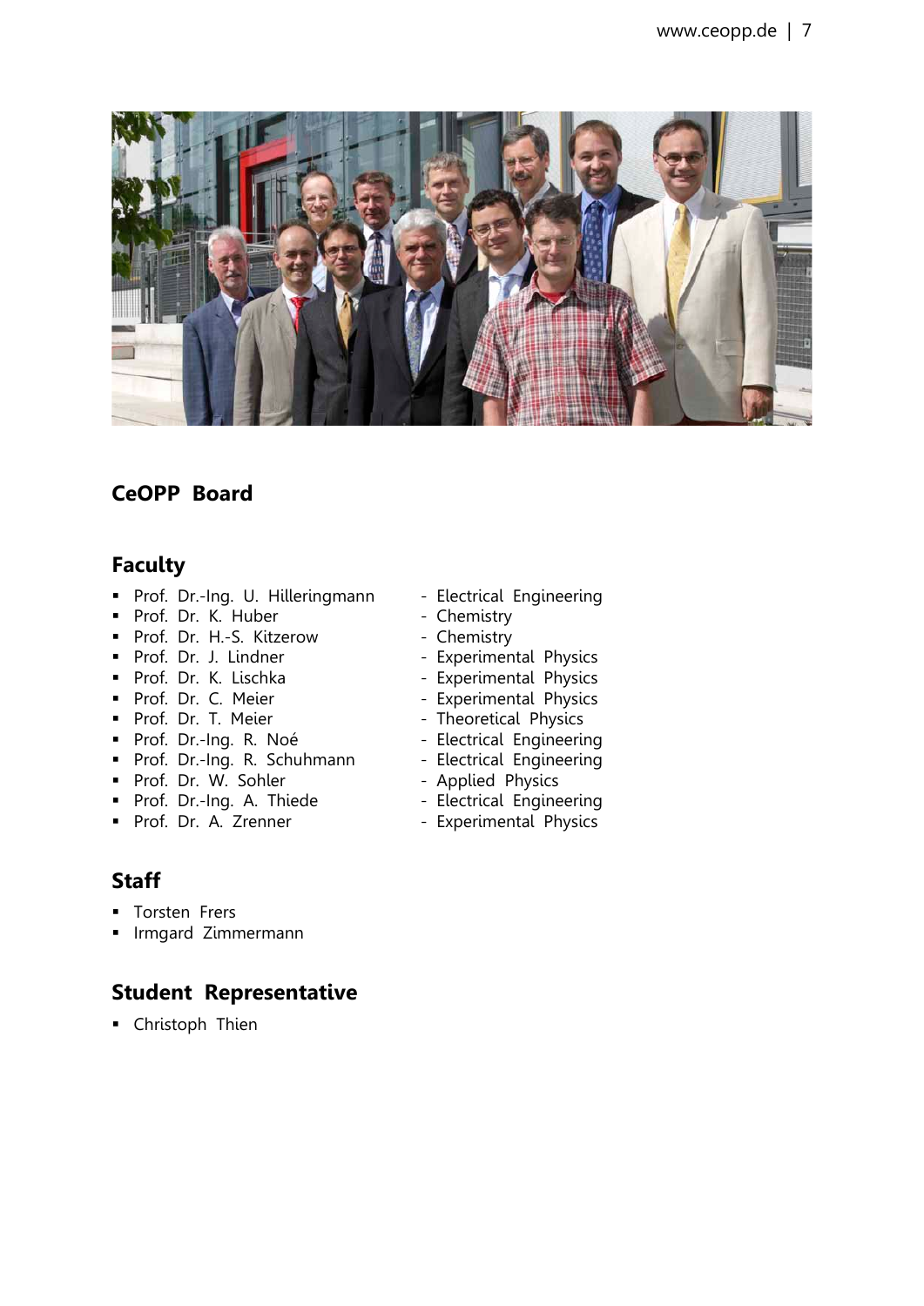## CeOPP Board

### Faculty

- Prof. Dr.-Ing. U. Hilleringmann - Electrical Engineering
- Prof. Dr. K. Huber - Chemistry
- Prof. Dr. H.-S. Kitzerow - Chemistry
- Prof. Dr. J. Lindner - Experimental Physics
- Prof. Dr. K. Lischka - Experimental Physics
- Prof. Dr. C. Meier - Experimental Physics
- Prof. Dr. T. Meier - Theoretical Physics
- Prof. Dr.-Ing. R. Noé - Electrical Engineering
- Prof. Dr.-Ing. R. Schuhmann - Electrical Engineering
- Prof. Dr. W. Sohler - Applied Physics
- Prof. Dr.-Ing. A. Thiede - Electrical Engineering
- Prof. Dr. A. Zrenner - Experimental Physics

### Staff

- Torsten Frers
- Irmgard Zimmermann

### Student Representative

- Christoph Thien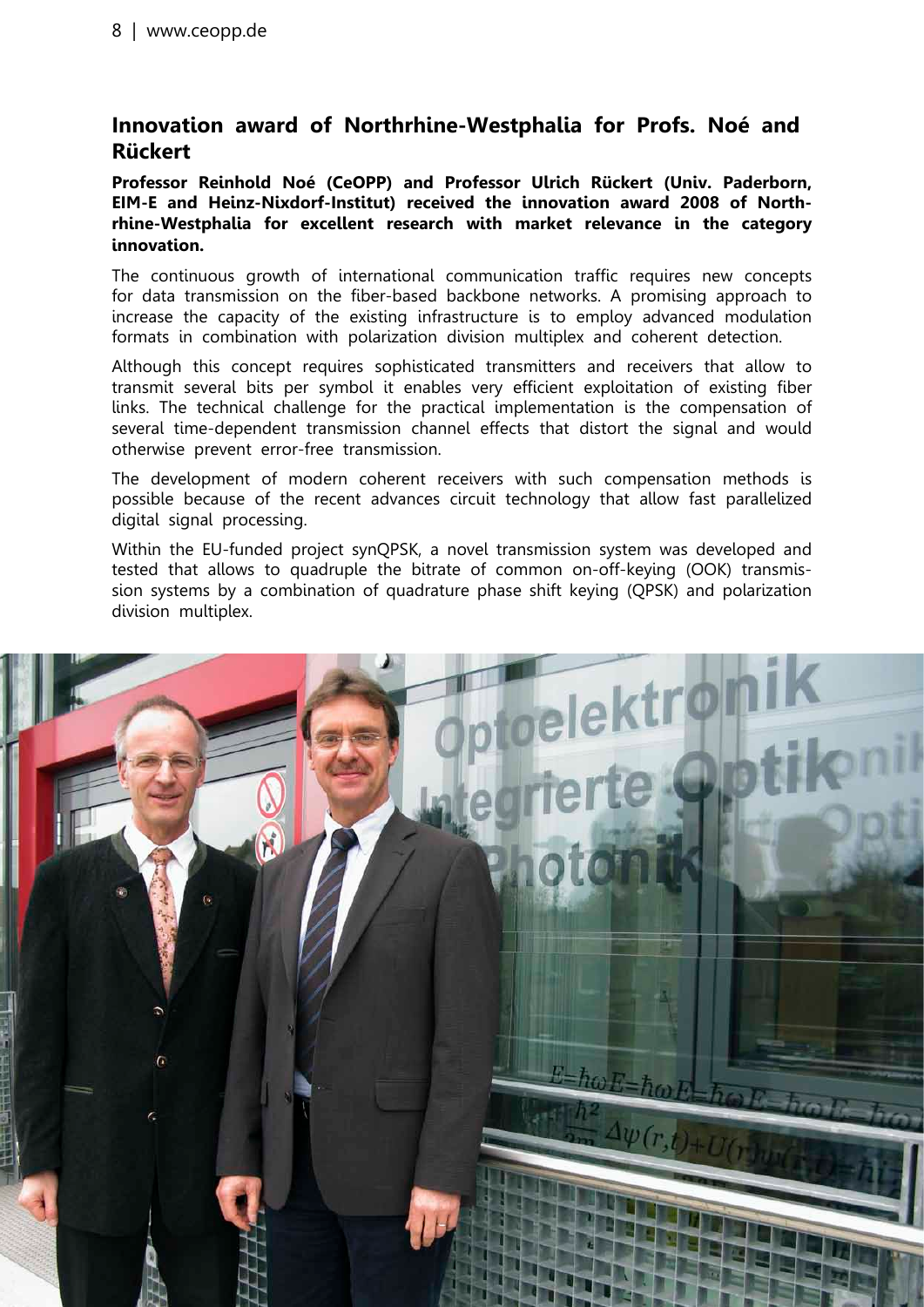## Innovation award of Northrhine-Westphalia for Profs. Noé and Rückert

**Professor Reinhold Noé (CeOPP) and Professor Ulrich Rückert (Univ. Paderborn, EIM-E and Heinz-Nixdorf-Institut) received the innovation award 2008 of Northrhine-Westphalia for excellent research with market relevance in the category innovation.**

The continuous growth of international communication traffic requires new concepts for data transmission on the fiber-based backbone networks. A promising approach to increase the capacity of the existing infrastructure is to employ advanced modulation formats in combination with polarization division multiplex and coherent detection.

Although this concept requires sophisticated transmitters and receivers that allow to transmit several bits per symbol it enables very efficient exploitation of existing fiber links. The technical challenge for the practical implementation is the compensation of several time-dependent transmission channel effects that distort the signal and would otherwise prevent error-free transmission.

The development of modern coherent receivers with such compensation methods is possible because of the recent advances circuit technology that allow fast parallelized digital signal processing.

Within the EU-funded project synQPSK, a novel transmission system was developed and tested that allows to quadruple the bitrate of common on-off-keying (OOK) transmission systems by a combination of quadrature phase shift keying (QPSK) and polarization division multiplex.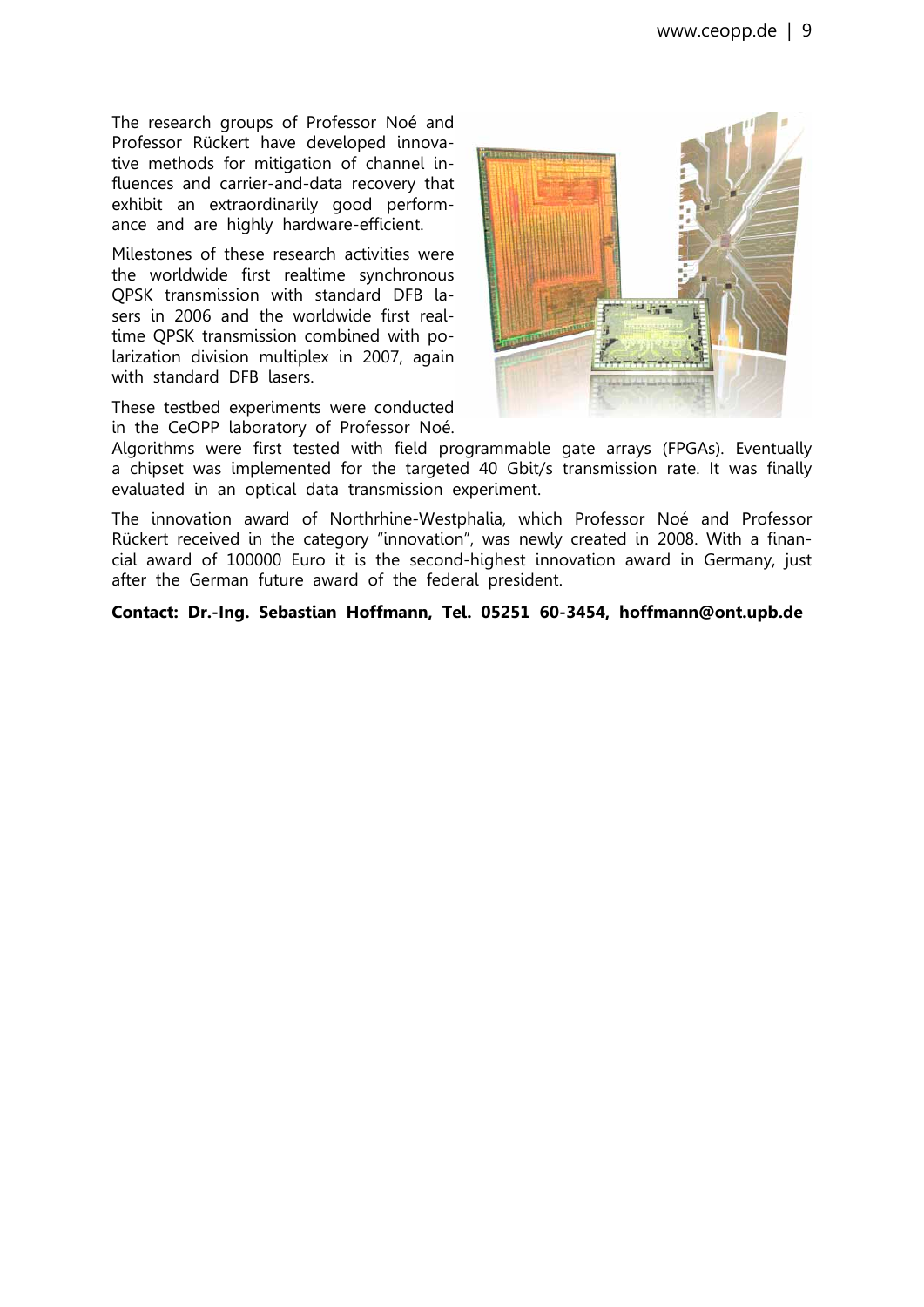The research groups of Professor Noé and Professor Rückert have developed innovative methods for mitigation of channel influences and carrier-and-data recovery that exhibit an extraordinarily good performance and are highly hardware-efficient.

Milestones of these research activities were the worldwide first realtime synchronous QPSK transmission with standard DFB lasers in 2006 and the worldwide first realtime QPSK transmission combined with polarization division multiplex in 2007, again with standard DFB lasers.

These testbed experiments were conducted in the CeOPP laboratory of Professor Noé. Algorithms were first tested with field programmable gate arrays (FPGAs). Eventually a chipset was implemented for the targeted 40 Gbit/s transmission rate. It was finally evaluated in an optical data transmission experiment.

The innovation award of Northrhine-Westphalia, which Professor Noé and Professor Rückert received in the category "innovation", was newly created in 2008. With a financial award of 100000 Euro it is the second-highest innovation award in Germany, just after the German future award of the federal president.

**Contact: Dr.-Ing. Sebastian Hoffmann, Tel. 05251 60-3454, hoffmann@ont.upb.de**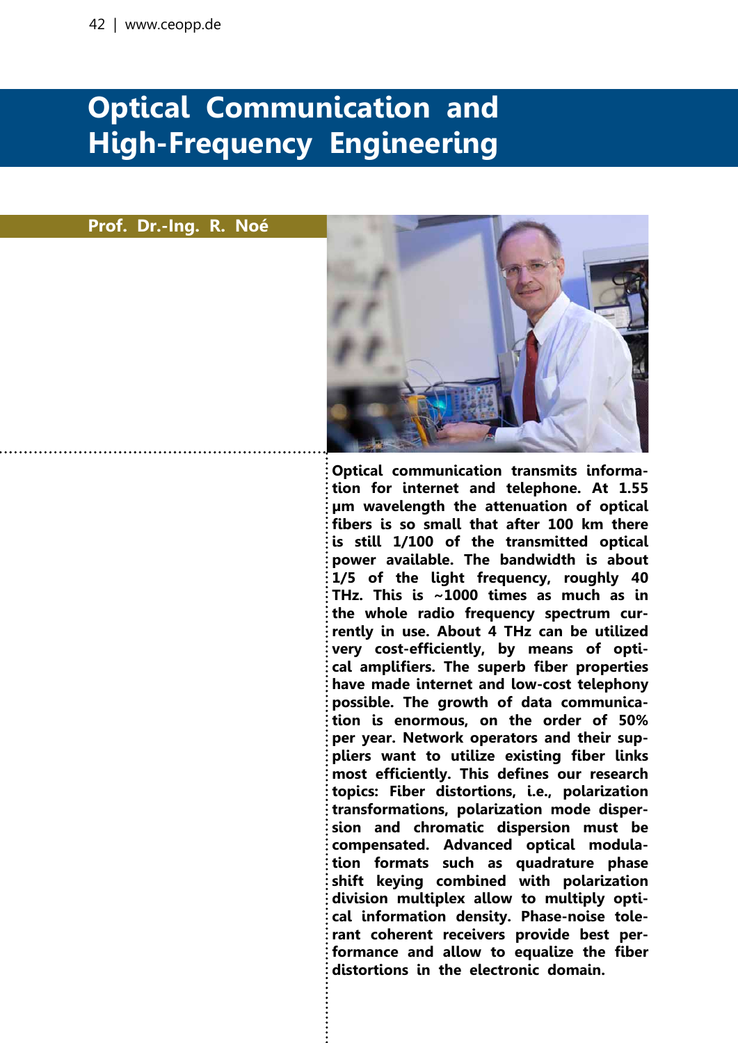# Optical Communication and High-Frequency Engineering

## Prof. Dr.-Ing. R. Noé

**Optical communication transmits information for internet and telephone. At 1.55 µm wavelength the attenuation of optical fibers is so small that after 100 km there is still 1/100 of the transmitted optical power available. The bandwidth is about 1/5 of the light frequency, roughly 40 THz. This is ~1000 times as much as in the whole radio frequency spectrum currently in use. About 4 THz can be utilized very cost-efficiently, by means of optical amplifiers. The superb fiber properties have made internet and low-cost telephony possible. The growth of data communication is enormous, on the order of 50% per year. Network operators and their suppliers want to utilize existing fiber links most efficiently. This defines our research topics: Fiber distortions, i.e., polarization transformations, polarization mode dispersion and chromatic dispersion must be compensated. Advanced optical modulation formats such as quadrature phase shift keying combined with polarization division multiplex allow to multiply optical information density. Phase-noise tolerant coherent receivers provide best performance and allow to equalize the fiber distortions in the electronic domain.**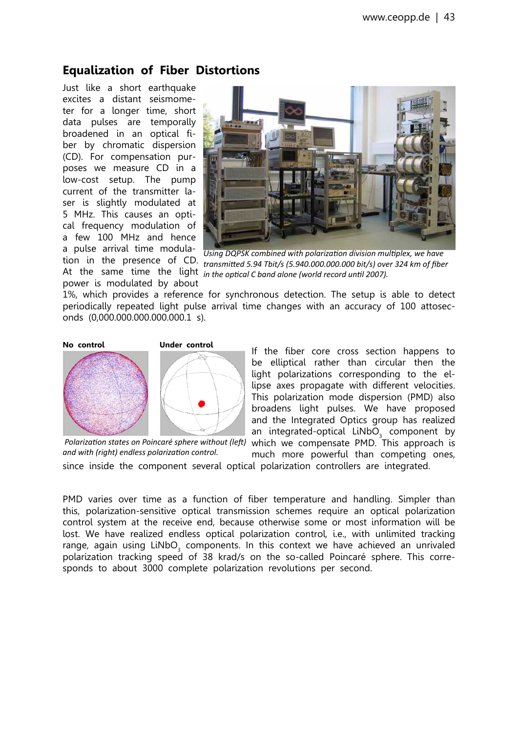## Equalization of Fiber Distortions

Just like a short earthquake excites a distant seismometer for a longer time, short data pulses are temporally broadened in an optical fiber by chromatic dispersion (CD). For compensation purposes we measure CD in a low-cost setup. The pump current of the transmitter laser is slightly modulated at 5 MHz. This causes an optical frequency modulation of a few 100 MHz and hence a pulse arrival time modulation in the presence of CD. At the same time the light power is modulated by about 1%, which provides a reference for synchronous detection. The setup is able to detect periodically repeated light pulse arrival time changes with an accuracy of 100 attoseconds (0,000.000.000.000.000.1 s).

*Using DQPSK combined with polarization division multiplex, we have transmitted 5.94 Tbit/s (5.940.000.000.000 bit/s) over 324 km of fiber in the optical C band alone (world record until 2007).*

**No control** **Under control**

*Polarization states on Poincaré sphere without (left) and with (right) endless polarization control.*

If the fiber core cross section happens to be elliptical rather than circular then the light polarizations corresponding to the ellipse axes propagate with different velocities. This polarization mode dispersion (PMD) also broadens light pulses. We have proposed and the Integrated Optics group has realized an integrated-optical $LiNbO_3$ component by which we compensate PMD. This approach is much more powerful than competing ones, since inside the component several optical polarization controllers are integrated.

PMD varies over time as a function of fiber temperature and handling. Simpler than this, polarization-sensitive optical transmission schemes require an optical polarization control system at the receive end, because otherwise some or most information will be lost. We have realized endless optical polarization control, i.e., with unlimited tracking range, again using $LiNbO_3$ components. In this context we have achieved an unrivaled polarization tracking speed of 38 krad/s on the so-called Poincaré sphere. This corresponds to about 3000 complete polarization revolutions per second.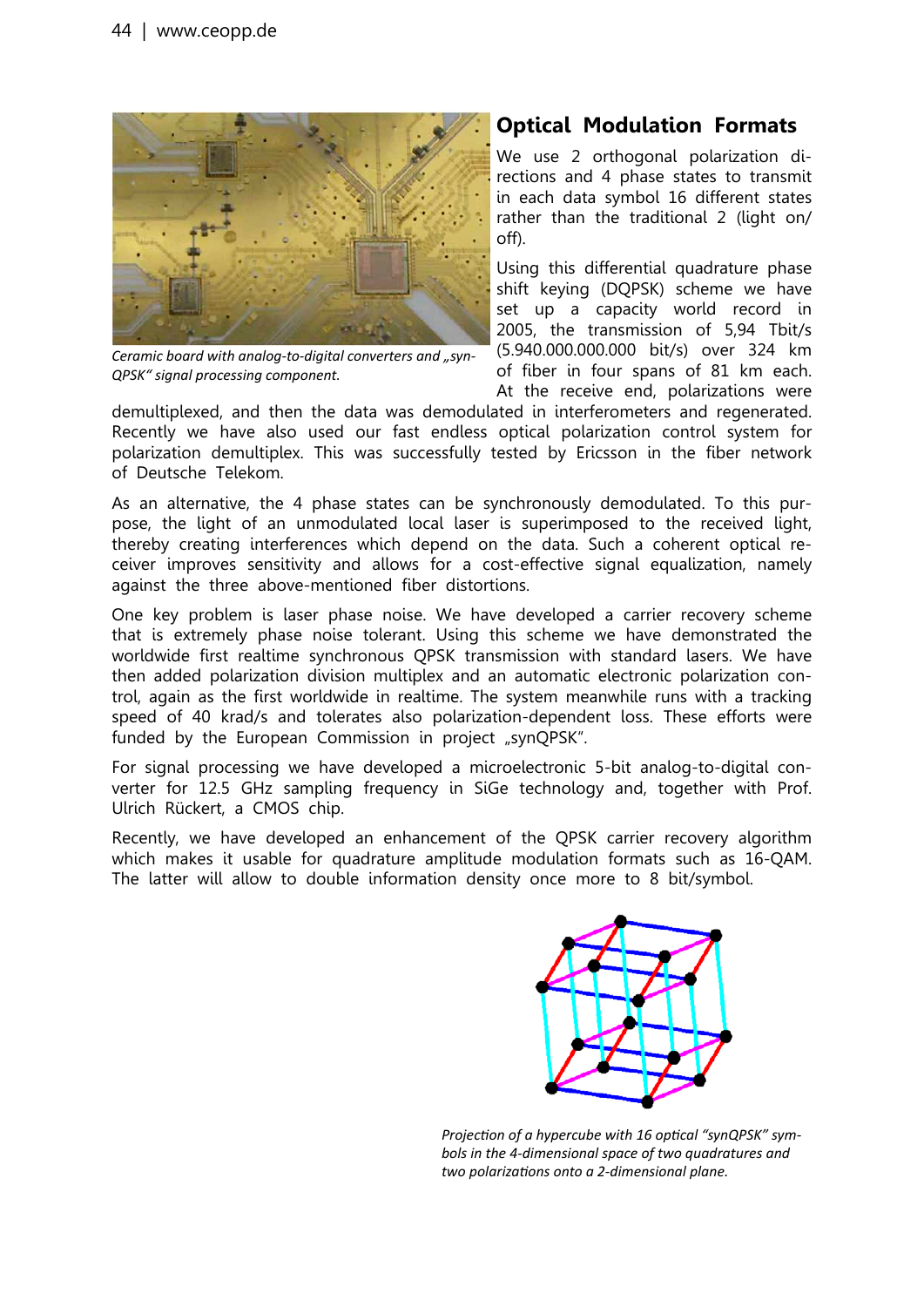Ceramic board with analog-to-digital converters and „synQPSK" signal processing component.

## Optical Modulation Formats

We use 2 orthogonal polarization directions and 4 phase states to transmit in each data symbol 16 different states rather than the traditional 2 (light on/off).

Using this differential quadrature phase shift keying (DQPSK) scheme we have set up a capacity world record in 2005, the transmission of 5,94 Tbit/s (5.940.000.000.000 bit/s) over 324 km of fiber in four spans of 81 km each. At the receive end, polarizations were demultiplexed, and then the data was demodulated in interferometers and regenerated. Recently we have also used our fast endless optical polarization control system for polarization demultiplex. This was successfully tested by Ericsson in the fiber network of Deutsche Telekom.

As an alternative, the 4 phase states can be synchronously demodulated. To this purpose, the light of an unmodulated local laser is superimposed to the received light, thereby creating interferences which depend on the data. Such a coherent optical receiver improves sensitivity and allows for a cost-effective signal equalization, namely against the three above-mentioned fiber distortions.

One key problem is laser phase noise. We have developed a carrier recovery scheme that is extremely phase noise tolerant. Using this scheme we have demonstrated the worldwide first realtime synchronous QPSK transmission with standard lasers. We have then added polarization division multiplex and an automatic electronic polarization control, again as the first worldwide in realtime. The system meanwhile runs with a tracking speed of 40 krad/s and tolerates also polarization-dependent loss. These efforts were funded by the European Commission in project „synQPSK".

For signal processing we have developed a microelectronic 5-bit analog-to-digital converter for 12.5 GHz sampling frequency in SiGe technology and, together with Prof. Ulrich Rückert, a CMOS chip.

Recently, we have developed an enhancement of the QPSK carrier recovery algorithm which makes it usable for quadrature amplitude modulation formats such as 16-QAM. The latter will allow to double information density once more to 8 bit/symbol.

*Projection of a hypercube with 16 optical "synQPSK" symbols in the 4-dimensional space of two quadratures and two polarizations onto a 2-dimensional plane.*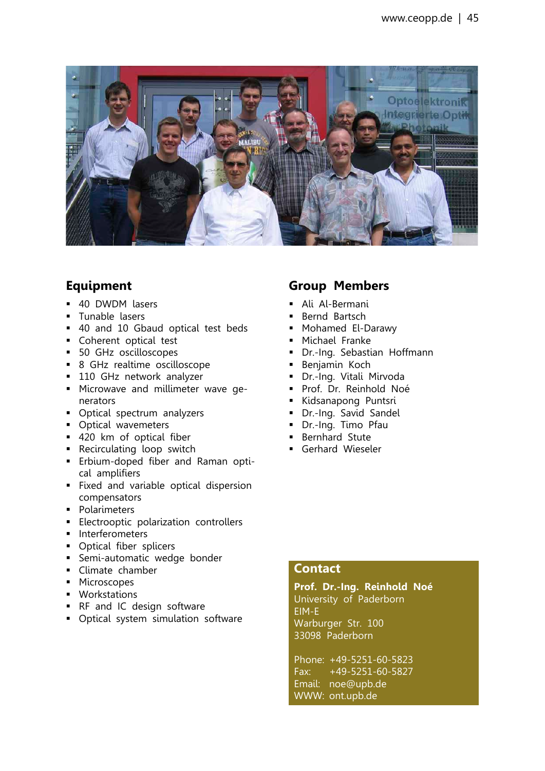## Equipment

- 40 DWDM lasers
- Tunable lasers
- 40 and 10 Gbaud optical test beds
- Coherent optical test
- 50 GHz oscilloscopes
- 8 GHz realtime oscilloscope
- 110 GHz network analyzer
- Microwave and millimeter wave generators
- Optical spectrum analyzers
- Optical wavemeters
- 420 km of optical fiber
- Recirculating loop switch
- Erbium-doped fiber and Raman optical amplifiers
- Fixed and variable optical dispersion compensators
- Polarimeters
- Electrooptic polarization controllers
- Interferometers
- Optical fiber splicers
- Semi-automatic wedge bonder
- Climate chamber
- Microscopes
- Workstations
- RF and IC design software
- Optical system simulation software

## Group Members

- Ali Al-Bermani
- Bernd Bartsch
- Mohamed El-Darawy
- Michael Franke
- Dr.-Ing. Sebastian Hoffmann
- Benjamin Koch
- Dr.-Ing. Vitali Mirvoda
- Prof. Dr. Reinhold Noé
- Kidsanapong Puntsri
- Dr.-Ing. Savid Sandel
- Dr.-Ing. Timo Pfau
- Bernhard Stute
- Gerhard Wieseler

## Contact

**Prof. Dr.-Ing. Reinhold Noé**
University of Paderborn
EIM-E
Warburger Str. 100
33098 Paderborn

Phone: +49-5251-60-5823
Fax: +49-5251-60-5827
Email: noe@upb.de
WWW: ont.upb.de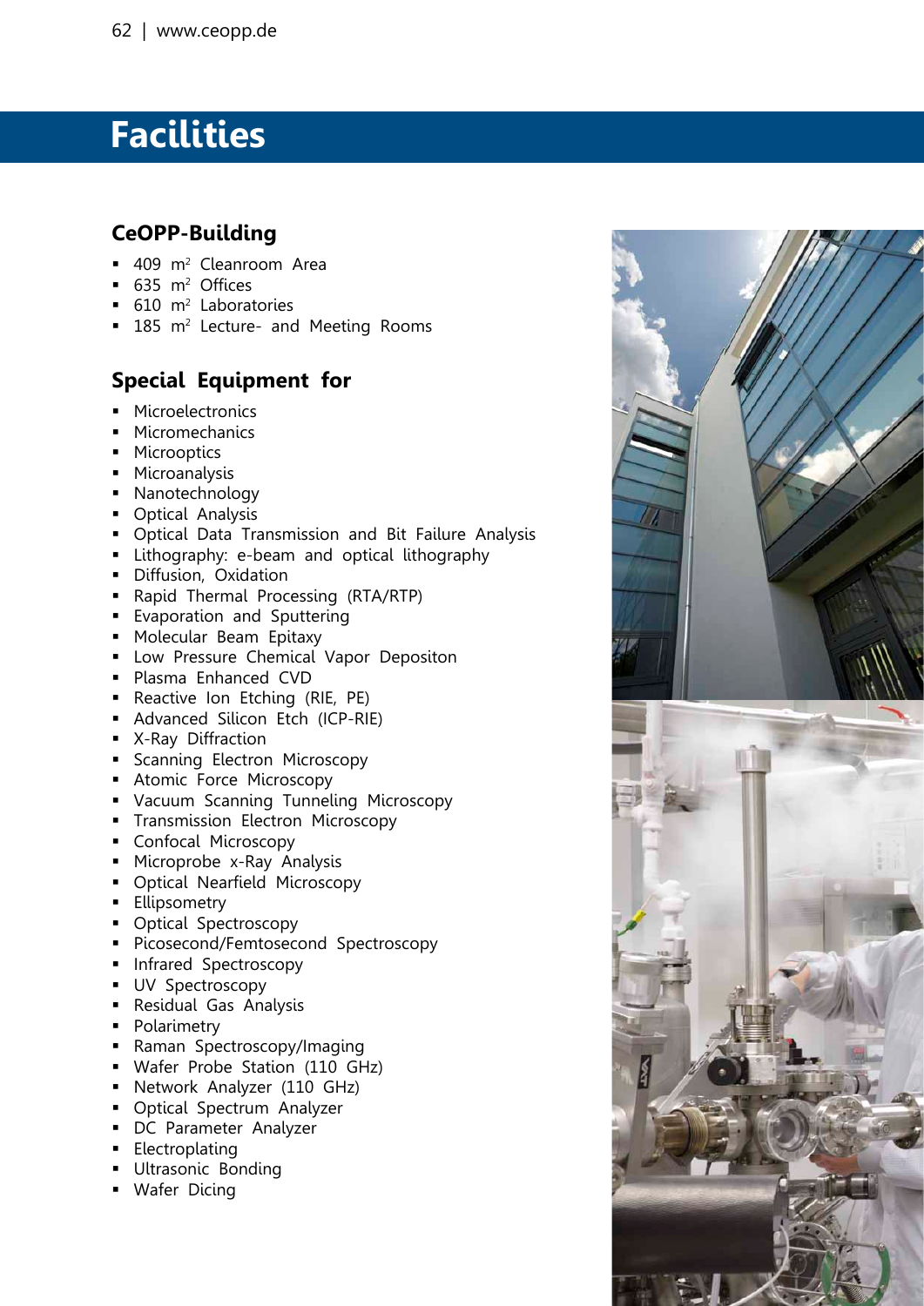# Facilities

## CeOPP-Building

- 409 m² Cleanroom Area
- 635 m² Offices
- 610 m² Laboratories
- 185 m² Lecture- and Meeting Rooms

## Special Equipment for

- Microelectronics
- Micromechanics
- Microoptics
- Microanalysis
- Nanotechnology
- Optical Analysis
- Optical Data Transmission and Bit Failure Analysis
- Lithography: e-beam and optical lithography
- Diffusion, Oxidation
- Rapid Thermal Processing (RTA/RTP)
- Evaporation and Sputtering
- Molecular Beam Epitaxy
- Low Pressure Chemical Vapor Depositon
- Plasma Enhanced CVD
- Reactive Ion Etching (RIE, PE)
- Advanced Silicon Etch (ICP-RIE)
- X-Ray Diffraction
- Scanning Electron Microscopy
- Atomic Force Microscopy
- Vacuum Scanning Tunneling Microscopy
- Transmission Electron Microscopy
- Confocal Microscopy
- Microprobe x-Ray Analysis
- Optical Nearfield Microscopy
- Ellipsometry
- Optical Spectroscopy
- Picosecond/Femtosecond Spectroscopy
- Infrared Spectroscopy
- UV Spectroscopy
- Residual Gas Analysis
- Polarimetry
- Raman Spectroscopy/Imaging
- Wafer Probe Station (110 GHz)
- Network Analyzer (110 GHz)
- Optical Spectrum Analyzer
- DC Parameter Analyzer
- Electroplating
- Ultrasonic Bonding
- Wafer Dicing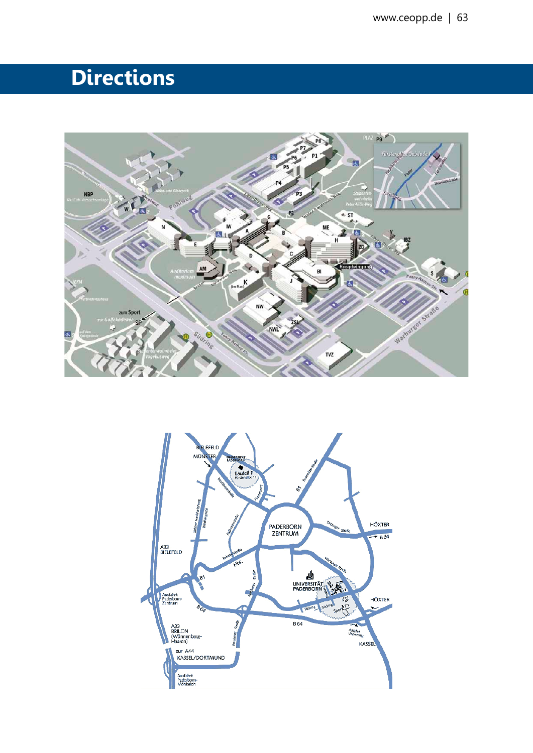# Directions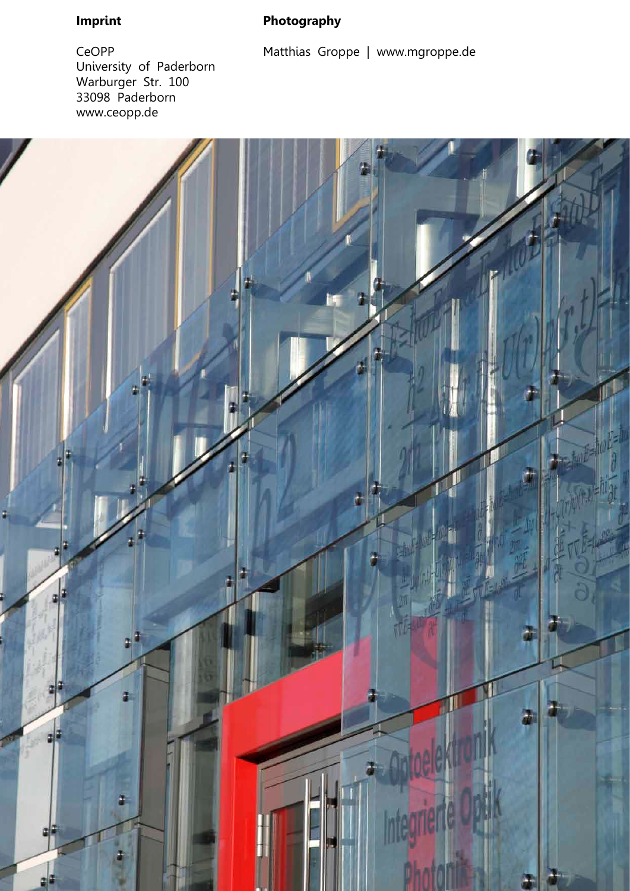**Imprint**

CeOPP
University of Paderborn
Warburger Str. 100
33098 Paderborn
www.ceopp.de

**Photography**

Matthias Groppe | www.mgroppe.de